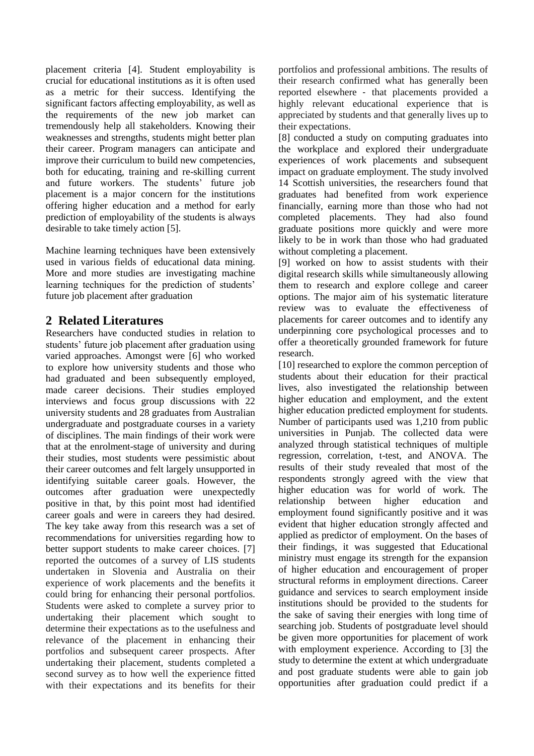placement criteria [4]. Student employability is crucial for educational institutions as it is often used as a metric for their success. Identifying the significant factors affecting employability, as well as the requirements of the new job market can tremendously help all stakeholders. Knowing their weaknesses and strengths, students might better plan their career. Program managers can anticipate and improve their curriculum to build new competencies, both for educating, training and re-skilling current and future workers. The students' future job placement is a major concern for the institutions offering higher education and a method for early prediction of employability of the students is always desirable to take timely action [5].

Machine learning techniques have been extensively used in various fields of educational data mining. More and more studies are investigating machine learning techniques for the prediction of students' future job placement after graduation

## 2 Related Literatures

Researchers have conducted studies in relation to students' future job placement after graduation using varied approaches. Amongst were [6] who worked to explore how university students and those who had graduated and been subsequently employed, made career decisions. Their studies employed interviews and focus group discussions with 22 university students and 28 graduates from Australian undergraduate and postgraduate courses in a variety of disciplines. The main findings of their work were that at the enrolment-stage of university and during their studies, most students were pessimistic about their career outcomes and felt largely unsupported in identifying suitable career goals. However, the outcomes after graduation were unexpectedly positive in that, by this point most had identified career goals and were in careers they had desired. The key take away from this research was a set of recommendations for universities regarding how to better support students to make career choices. [7] reported the outcomes of a survey of LIS students undertaken in Slovenia and Australia on their experience of work placements and the benefits it could bring for enhancing their personal portfolios. Students were asked to complete a survey prior to undertaking their placement which sought to determine their expectations as to the usefulness and relevance of the placement in enhancing their portfolios and subsequent career prospects. After undertaking their placement, students completed a second survey as to how well the experience fitted with their expectations and its benefits for their portfolios and professional ambitions. The results of their research confirmed what has generally been reported elsewhere - that placements provided a highly relevant educational experience that is appreciated by students and that generally lives up to their expectations.

[8] conducted a study on computing graduates into the workplace and explored their undergraduate experiences of work placements and subsequent impact on graduate employment. The study involved 14 Scottish universities, the researchers found that graduates had benefited from work experience financially, earning more than those who had not completed placements. They had also found graduate positions more quickly and were more likely to be in work than those who had graduated without completing a placement.

[9] worked on how to assist students with their digital research skills while simultaneously allowing them to research and explore college and career options. The major aim of his systematic literature review was to evaluate the effectiveness of placements for career outcomes and to identify any underpinning core psychological processes and to offer a theoretically grounded framework for future research.

[10] researched to explore the common perception of students about their education for their practical lives, also investigated the relationship between higher education and employment, and the extent higher education predicted employment for students. Number of participants used was 1,210 from public universities in Punjab. The collected data were analyzed through statistical techniques of multiple regression, correlation, t-test, and ANOVA. The results of their study revealed that most of the respondents strongly agreed with the view that higher education was for world of work. The relationship between higher education and employment found significantly positive and it was evident that higher education strongly affected and applied as predictor of employment. On the bases of their findings, it was suggested that Educational ministry must engage its strength for the expansion of higher education and encouragement of proper structural reforms in employment directions. Career guidance and services to search employment inside institutions should be provided to the students for the sake of saving their energies with long time of searching job. Students of postgraduate level should be given more opportunities for placement of work with employment experience. According to [3] the study to determine the extent at which undergraduate and post graduate students were able to gain job opportunities after graduation could predict if a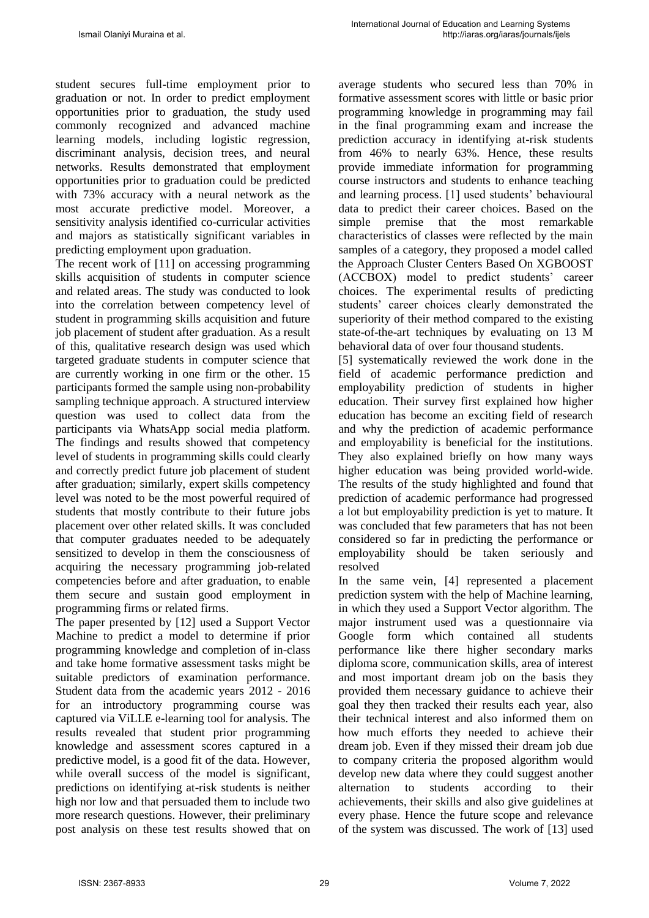student secures full-time employment prior to graduation or not. In order to predict employment opportunities prior to graduation, the study used commonly recognized and advanced machine learning models, including logistic regression, discriminant analysis, decision trees, and neural networks. Results demonstrated that employment opportunities prior to graduation could be predicted with 73% accuracy with a neural network as the most accurate predictive model. Moreover, a sensitivity analysis identified co-curricular activities and majors as statistically significant variables in predicting employment upon graduation.

The recent work of [11] on accessing programming skills acquisition of students in computer science and related areas. The study was conducted to look into the correlation between competency level of student in programming skills acquisition and future job placement of student after graduation. As a result of this, qualitative research design was used which targeted graduate students in computer science that are currently working in one firm or the other. 15 participants formed the sample using non-probability sampling technique approach. A structured interview question was used to collect data from the participants via WhatsApp social media platform. The findings and results showed that competency level of students in programming skills could clearly and correctly predict future job placement of student after graduation; similarly, expert skills competency level was noted to be the most powerful required of students that mostly contribute to their future jobs placement over other related skills. It was concluded that computer graduates needed to be adequately sensitized to develop in them the consciousness of acquiring the necessary programming job-related competencies before and after graduation, to enable them secure and sustain good employment in programming firms or related firms.

The paper presented by [12] used a Support Vector Machine to predict a model to determine if prior programming knowledge and completion of in-class and take home formative assessment tasks might be suitable predictors of examination performance. Student data from the academic years 2012 - 2016 for an introductory programming course was captured via ViLLE e-learning tool for analysis. The results revealed that student prior programming knowledge and assessment scores captured in a predictive model, is a good fit of the data. However, while overall success of the model is significant, predictions on identifying at-risk students is neither high nor low and that persuaded them to include two more research questions. However, their preliminary post analysis on these test results showed that on average students who secured less than 70% in formative assessment scores with little or basic prior programming knowledge in programming may fail in the final programming exam and increase the prediction accuracy in identifying at-risk students from 46% to nearly 63%. Hence, these results provide immediate information for programming course instructors and students to enhance teaching and learning process. [1] used students' behavioural data to predict their career choices. Based on the simple premise that the most remarkable characteristics of classes were reflected by the main samples of a category, they proposed a model called the Approach Cluster Centers Based On XGBOOST (ACCBOX) model to predict students' career choices. The experimental results of predicting students' career choices clearly demonstrated the superiority of their method compared to the existing state-of-the-art techniques by evaluating on 13 M behavioral data of over four thousand students.

[5] systematically reviewed the work done in the field of academic performance prediction and employability prediction of students in higher education. Their survey first explained how higher education has become an exciting field of research and why the prediction of academic performance and employability is beneficial for the institutions. They also explained briefly on how many ways higher education was being provided world-wide. The results of the study highlighted and found that prediction of academic performance had progressed a lot but employability prediction is yet to mature. It was concluded that few parameters that has not been considered so far in predicting the performance or employability should be taken seriously and resolved

In the same vein, [4] represented a placement prediction system with the help of Machine learning, in which they used a Support Vector algorithm. The major instrument used was a questionnaire via Google form which contained all students performance like there higher secondary marks diploma score, communication skills, area of interest and most important dream job on the basis they provided them necessary guidance to achieve their goal they then tracked their results each year, also their technical interest and also informed them on how much efforts they needed to achieve their dream job. Even if they missed their dream job due to company criteria the proposed algorithm would develop new data where they could suggest another alternation to students according to their achievements, their skills and also give guidelines at every phase. Hence the future scope and relevance of the system was discussed. The work of [13] used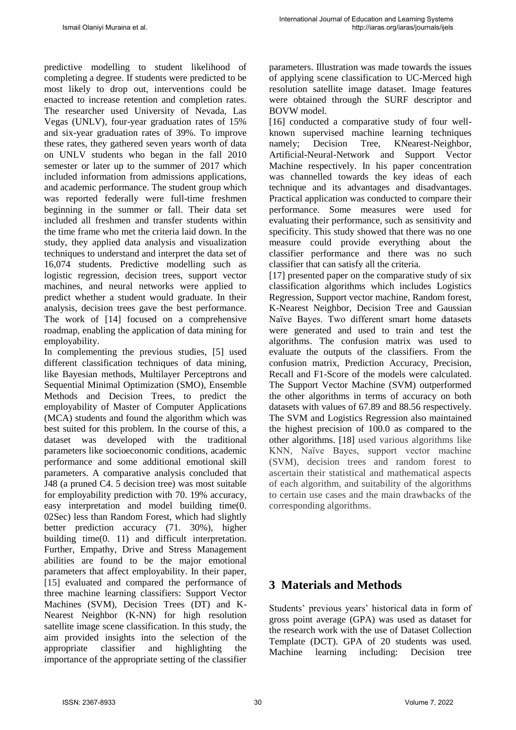predictive modelling to student likelihood of completing a degree. If students were predicted to be most likely to drop out, interventions could be enacted to increase retention and completion rates. The researcher used University of Nevada, Las Vegas (UNLV), four-year graduation rates of 15% and six-year graduation rates of 39%. To improve these rates, they gathered seven years worth of data on UNLV students who began in the fall 2010 semester or later up to the summer of 2017 which included information from admissions applications, and academic performance. The student group which was reported federally were full-time freshmen beginning in the summer or fall. Their data set included all freshmen and transfer students within the time frame who met the criteria laid down. In the study, they applied data analysis and visualization techniques to understand and interpret the data set of 16,074 students. Predictive modelling such as logistic regression, decision trees, support vector machines, and neural networks were applied to predict whether a student would graduate. In their analysis, decision trees gave the best performance. The work of [14] focused on a comprehensive roadmap, enabling the application of data mining for employability.

In complementing the previous studies, [5] used different classification techniques of data mining, like Bayesian methods, Multilayer Perceptrons and Sequential Minimal Optimization (SMO), Ensemble Methods and Decision Trees, to predict the employability of Master of Computer Applications (MCA) students and found the algorithm which was best suited for this problem. In the course of this, a dataset was developed with the traditional parameters like socioeconomic conditions, academic performance and some additional emotional skill parameters. A comparative analysis concluded that J48 (a pruned C4. 5 decision tree) was most suitable for employability prediction with 70. 19% accuracy, easy interpretation and model building time(0. 02Sec) less than Random Forest, which had slightly better prediction accuracy (71. 30%), higher building time(0. 11) and difficult interpretation. Further, Empathy, Drive and Stress Management abilities are found to be the major emotional parameters that affect employability. In their paper, [15] evaluated and compared the performance of three machine learning classifiers: Support Vector Machines (SVM), Decision Trees (DT) and K-Nearest Neighbor (K-NN) for high resolution satellite image scene classification. In this study, the aim provided insights into the selection of the appropriate classifier and highlighting the importance of the appropriate setting of the classifier parameters. Illustration was made towards the issues of applying scene classification to UC-Merced high resolution satellite image dataset. Image features were obtained through the SURF descriptor and BOVW model.

[16] conducted a comparative study of four well-known supervised machine learning techniques namely; Decision Tree, KNearest-Neighbor, Artificial-Neural-Network and Support Vector Machine respectively. In his paper concentration was channelled towards the key ideas of each technique and its advantages and disadvantages. Practical application was conducted to compare their performance. Some measures were used for evaluating their performance, such as sensitivity and specificity. This study showed that there was no one measure could provide everything about the classifier performance and there was no such classifier that can satisfy all the criteria.

[17] presented paper on the comparative study of six classification algorithms which includes Logistics Regression, Support vector machine, Random forest, K-Nearest Neighbor, Decision Tree and Gaussian Naïve Bayes. Two different smart home datasets were generated and used to train and test the algorithms. The confusion matrix was used to evaluate the outputs of the classifiers. From the confusion matrix, Prediction Accuracy, Precision, Recall and F1-Score of the models were calculated. The Support Vector Machine (SVM) outperformed the other algorithms in terms of accuracy on both datasets with values of 67.89 and 88.56 respectively. The SVM and Logistics Regression also maintained the highest precision of 100.0 as compared to the other algorithms. [18] used various algorithms like KNN, Naïve Bayes, support vector machine (SVM), decision trees and random forest to ascertain their statistical and mathematical aspects of each algorithm, and suitability of the algorithms to certain use cases and the main drawbacks of the corresponding algorithms.

## 3 Materials and Methods

Students' previous years' historical data in form of gross point average (GPA) was used as dataset for the research work with the use of Dataset Collection Template (DCT). GPA of 20 students was used. Machine learning including: Decision tree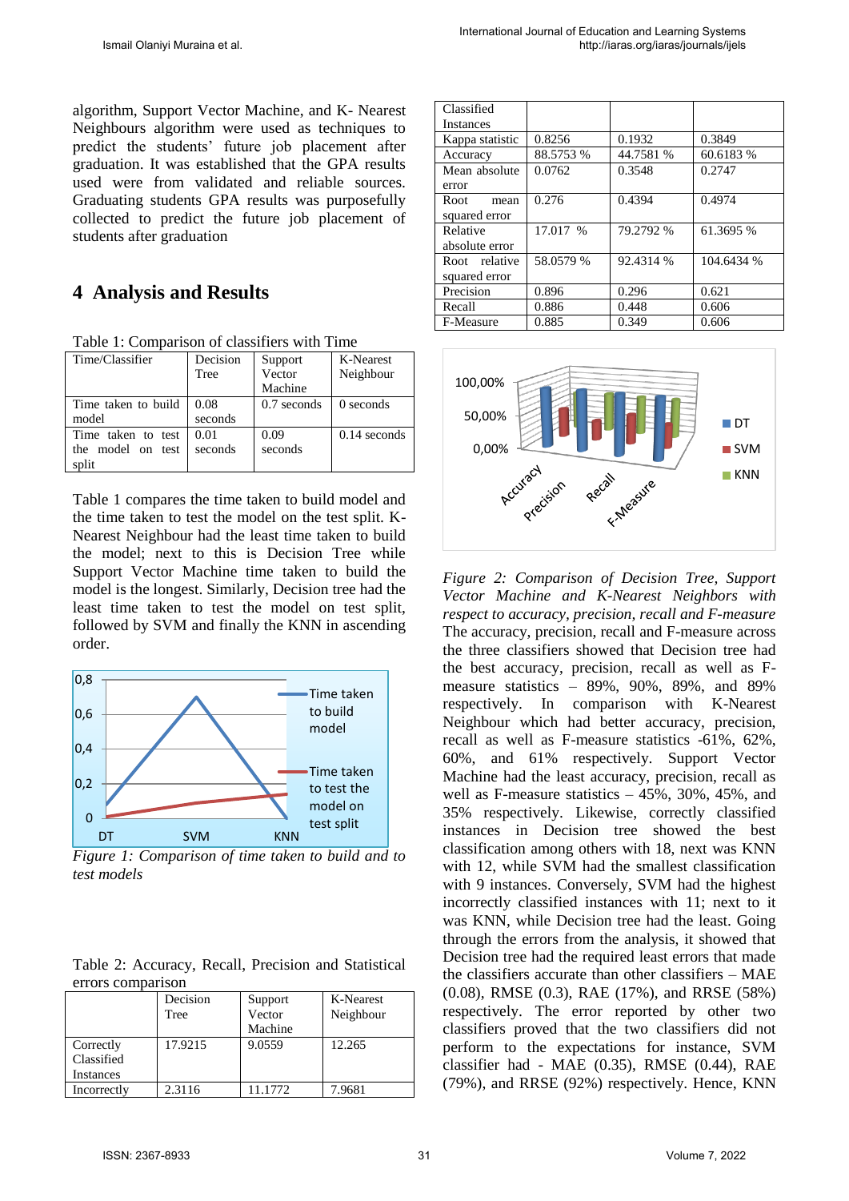algorithm, Support Vector Machine, and K- Nearest Neighbours algorithm were used as techniques to predict the students' future job placement after graduation. It was established that the GPA results used were from validated and reliable sources. Graduating students GPA results was purposefully collected to predict the future job placement of students after graduation

## 4 Analysis and Results

Table 1: Comparison of classifiers with Time

| Time/Classifier | Decision Tree | Support Vector Machine | K-Nearest Neighbour |
|---|---|---|---|
| Time taken to build model | 0.08 seconds | 0.7 seconds | 0 seconds |
| Time taken to test the model on test split | 0.01 seconds | 0.09 seconds | 0.14 seconds |

Table 1 compares the time taken to build model and the time taken to test the model on the test split. K-Nearest Neighbour had the least time taken to build the model; next to this is Decision Tree while Support Vector Machine time taken to build the model is the longest. Similarly, Decision tree had the least time taken to test the model on test split, followed by SVM and finally the KNN in ascending order.

*Figure 1: Comparison of time taken to build and to test models*

Table 2: Accuracy, Recall, Precision and Statistical errors comparison

| | Decision Tree | Support Vector Machine | K-Nearest Neighbour |
|---|---|---|---|
| Correctly Classified Instances | 17.9215 | 9.0559 | 12.265 |
| Incorrectly Classified Instances | 2.3116 | 11.1772 | 7.9681 |
| Kappa statistic | 0.8256 | 0.1932 | 0.3849 |
| Accuracy | 88.5753 % | 44.7581 % | 60.6183 % |
| Mean absolute error | 0.0762 | 0.3548 | 0.2747 |
| Root mean squared error | 0.276 | 0.4394 | 0.4974 |
| Relative absolute error | 17.017 % | 79.2792 % | 61.3695 % |
| Root relative squared error | 58.0579 % | 92.4314 % | 104.6434 % |
| Precision | 0.896 | 0.296 | 0.621 |
| Recall | 0.886 | 0.448 | 0.606 |
| F-Measure | 0.885 | 0.349 | 0.606 |

*Figure 2: Comparison of Decision Tree, Support Vector Machine and K-Nearest Neighbors with respect to accuracy, precision, recall and F-measure*

The accuracy, precision, recall and F-measure across the three classifiers showed that Decision tree had the best accuracy, precision, recall as well as F-measure statistics – 89%, 90%, 89%, and 89% respectively. In comparison with K-Nearest Neighbour which had better accuracy, precision, recall as well as F-measure statistics -61%, 62%, 60%, and 61% respectively. Support Vector Machine had the least accuracy, precision, recall as well as F-measure statistics – 45%, 30%, 45%, and 35% respectively. Likewise, correctly classified instances in Decision tree showed the best classification among others with 18, next was KNN with 12, while SVM had the smallest classification with 9 instances. Conversely, SVM had the highest incorrectly classified instances with 11; next to it was KNN, while Decision tree had the least. Going through the errors from the analysis, it showed that Decision tree had the required least errors that made the classifiers accurate than other classifiers – MAE (0.08), RMSE (0.3), RAE (17%), and RRSE (58%) respectively. The error reported by other two classifiers proved that the two classifiers did not perform to the expectations for instance, SVM classifier had - MAE (0.35), RMSE (0.44), RAE (79%), and RRSE (92%) respectively. Hence, KNN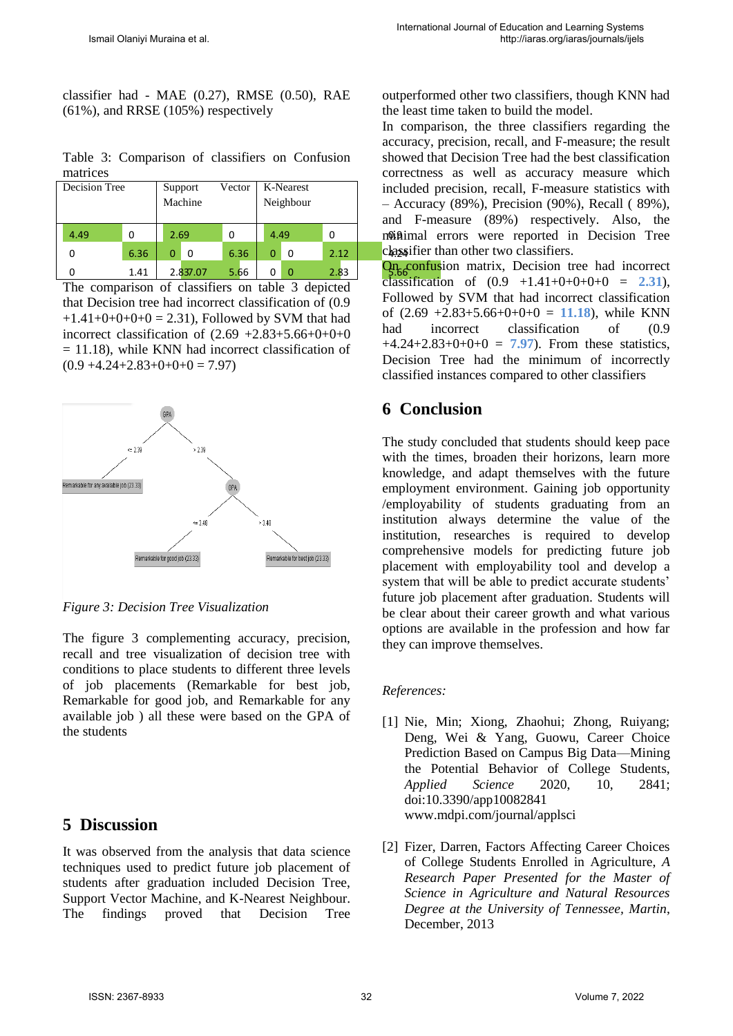classifier had - MAE (0.27), RMSE (0.50), RAE (61%), and RRSE (105%) respectively

Table 3: Comparison of classifiers on Confusion matrices

| Decision Tree | | Support Vector Machine | | K-Nearest Neighbour | | |
|---|---|---|---|---|---|---|
| 4.49 | 0 | 2.69 | 0 | 4.49 | 0 | 0.9 |
| 0 | 6.36 | 0 0 | 6.36 | 0 0 | 2.12 | 4.24 |
| 0 | 1.41 | 2.83 7.07 | 5.66 | 0 0 | 2.83 | 5.66 |

The comparison of classifiers on table 3 depicted that Decision tree had incorrect classification of (0.9 +1.41+0+0+0+0 = 2.31), Followed by SVM that had incorrect classification of (2.69 +2.83+5.66+0+0+0 = 11.18), while KNN had incorrect classification of (0.9 +4.24+2.83+0+0+0 = 7.97)

*Figure 3: Decision Tree Visualization*

The figure 3 complementing accuracy, precision, recall and tree visualization of decision tree with conditions to place students to different three levels of job placements (Remarkable for best job, Remarkable for good job, and Remarkable for any available job ) all these were based on the GPA of the students

## 5 Discussion

It was observed from the analysis that data science techniques used to predict future job placement of students after graduation included Decision Tree, Support Vector Machine, and K-Nearest Neighbour. The findings proved that Decision Tree outperformed other two classifiers, though KNN had the least time taken to build the model.

In comparison, the three classifiers regarding the accuracy, precision, recall, and F-measure; the result showed that Decision Tree had the best classification correctness as well as accuracy measure which included precision, recall, F-measure statistics with – Accuracy (89%), Precision (90%), Recall ( 89%), and F-measure (89%) respectively. Also, the minimal errors were reported in Decision Tree classifier than other two classifiers.

On confusion matrix, Decision tree had incorrect classification of (0.9 +1.41+0+0+0+0 = **2.31**), Followed by SVM that had incorrect classification of (2.69 +2.83+5.66+0+0+0 = **11.18**), while KNN had incorrect classification of (0.9 +4.24+2.83+0+0+0 = **7.97**). From these statistics, Decision Tree had the minimum of incorrectly classified instances compared to other classifiers

## 6 Conclusion

The study concluded that students should keep pace with the times, broaden their horizons, learn more knowledge, and adapt themselves with the future employment environment. Gaining job opportunity /employability of students graduating from an institution always determine the value of the institution, researches is required to develop comprehensive models for predicting future job placement with employability tool and develop a system that will be able to predict accurate students' future job placement after graduation. Students will be clear about their career growth and what various options are available in the profession and how far they can improve themselves.

*References:*

[1] Nie, Min; Xiong, Zhaohui; Zhong, Ruiyang; Deng, Wei & Yang, Guowu, Career Choice Prediction Based on Campus Big Data—Mining the Potential Behavior of College Students, *Applied Science* 2020, 10, 2841; doi:10.3390/app10082841 www.mdpi.com/journal/applsci

[2] Fizer, Darren, Factors Affecting Career Choices of College Students Enrolled in Agriculture, *A Research Paper Presented for the Master of Science in Agriculture and Natural Resources Degree at the University of Tennessee, Martin*, December, 2013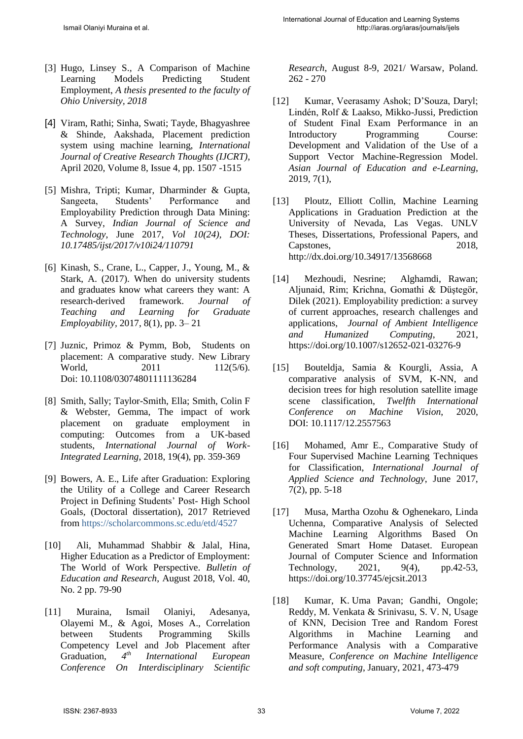[3] Hugo, Linsey S., A Comparison of Machine Learning Models Predicting Student Employment, *A thesis presented to the faculty of Ohio University, 2018*

[4] Viram, Rathi; Sinha, Swati; Tayde, Bhagyashree & Shinde, Aakshada, Placement prediction system using machine learning, *International Journal of Creative Research Thoughts (IJCRT)*, April 2020, Volume 8, Issue 4, pp. 1507 -1515

[5] Mishra, Tripti; Kumar, Dharminder & Gupta, Sangeeta, Students' Performance and Employability Prediction through Data Mining: A Survey, *Indian Journal of Science and Technology*, June 2017, *Vol 10(24), DOI: 10.17485/ijst/2017/v10i24/110791*

[6] Kinash, S., Crane, L., Capper, J., Young, M., & Stark, A. (2017). When do university students and graduates know what careers they want: A research-derived framework. *Journal of Teaching and Learning for Graduate Employability*, 2017, 8(1), pp. 3– 21

[7] Juznic, Primoz & Pymm, Bob, Students on placement: A comparative study. New Library World, 2011 112(5/6). Doi: 10.1108/03074801111136284

[8] Smith, Sally; Taylor-Smith, Ella; Smith, Colin F & Webster, Gemma, The impact of work placement on graduate employment in computing: Outcomes from a UK-based students, *International Journal of Work-Integrated Learning*, 2018, 19(4), pp. 359-369

[9] Bowers, A. E., Life after Graduation: Exploring the Utility of a College and Career Research Project in Defining Students' Post- High School Goals, (Doctoral dissertation), 2017 Retrieved from https://scholarcommons.sc.edu/etd/4527

[10] Ali, Muhammad Shabbir & Jalal, Hina, Higher Education as a Predictor of Employment: The World of Work Perspective. *Bulletin of Education and Research*, August 2018, Vol. 40, No. 2 pp. 79-90

[11] Muraina, Ismail Olaniyi, Adesanya, Olayemi M., & Agoi, Moses A., Correlation between Students Programming Skills Competency Level and Job Placement after Graduation, *4th International European Conference On Interdisciplinary Scientific Research*, August 8-9, 2021/ Warsaw, Poland. 262 - 270

[12] Kumar, Veerasamy Ashok; D'Souza, Daryl; Lindén, Rolf & Laakso, Mikko-Jussi, Prediction of Student Final Exam Performance in an Introductory Programming Course: Development and Validation of the Use of a Support Vector Machine-Regression Model. *Asian Journal of Education and e-Learning*, 2019, 7(1),

[13] Ploutz, Elliott Collin, Machine Learning Applications in Graduation Prediction at the University of Nevada, Las Vegas. UNLV Theses, Dissertations, Professional Papers, and Capstones, 2018, http://dx.doi.org/10.34917/13568668

[14] Mezhoudi, Nesrine; Alghamdi, Rawan; Aljunaid, Rim; Krichna, Gomathi & Düştegör, Dilek (2021). Employability prediction: a survey of current approaches, research challenges and applications, *Journal of Ambient Intelligence and Humanized Computing*, 2021, https://doi.org/10.1007/s12652-021-03276-9

[15] Bouteldja, Samia & Kourgli, Assia, A comparative analysis of SVM, K-NN, and decision trees for high resolution satellite image scene classification, *Twelfth International Conference on Machine Vision*, 2020, DOI: 10.1117/12.2557563

[16] Mohamed, Amr E., Comparative Study of Four Supervised Machine Learning Techniques for Classification, *International Journal of Applied Science and Technology*, June 2017, 7(2), pp. 5-18

[17] Musa, Martha Ozohu & Oghenekaro, Linda Uchenna, Comparative Analysis of Selected Machine Learning Algorithms Based On Generated Smart Home Dataset. European Journal of Computer Science and Information Technology, 2021, 9(4), pp.42-53, https://doi.org/10.37745/ejcsit.2013

[18] Kumar, K. Uma Pavan; Gandhi, Ongole; Reddy, M. Venkata & Srinivasu, S. V. N, Usage of KNN, Decision Tree and Random Forest Algorithms in Machine Learning and Performance Analysis with a Comparative Measure, *Conference on Machine Intelligence and soft computing*, January, 2021, 473-479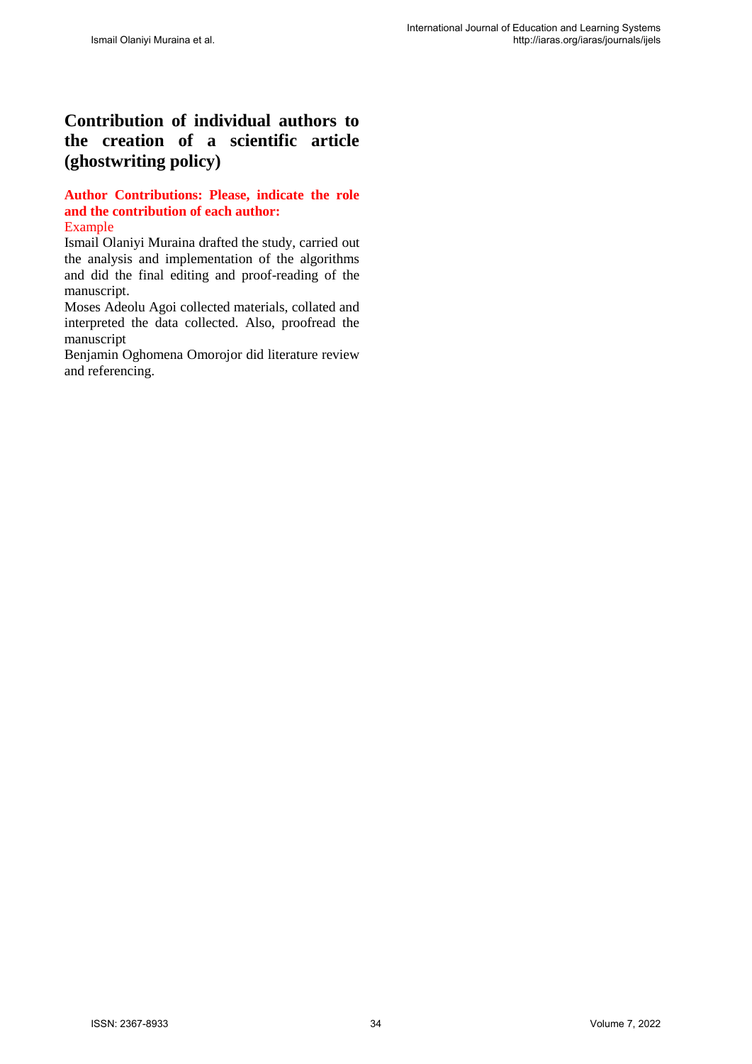# Contribution of individual authors to the creation of a scientific article (ghostwriting policy)

**Author Contributions: Please, indicate the role and the contribution of each author:**

Example

Ismail Olaniyi Muraina drafted the study, carried out the analysis and implementation of the algorithms and did the final editing and proof-reading of the manuscript.

Moses Adeolu Agoi collected materials, collated and interpreted the data collected. Also, proofread the manuscript

Benjamin Oghomena Omorojor did literature review and referencing.